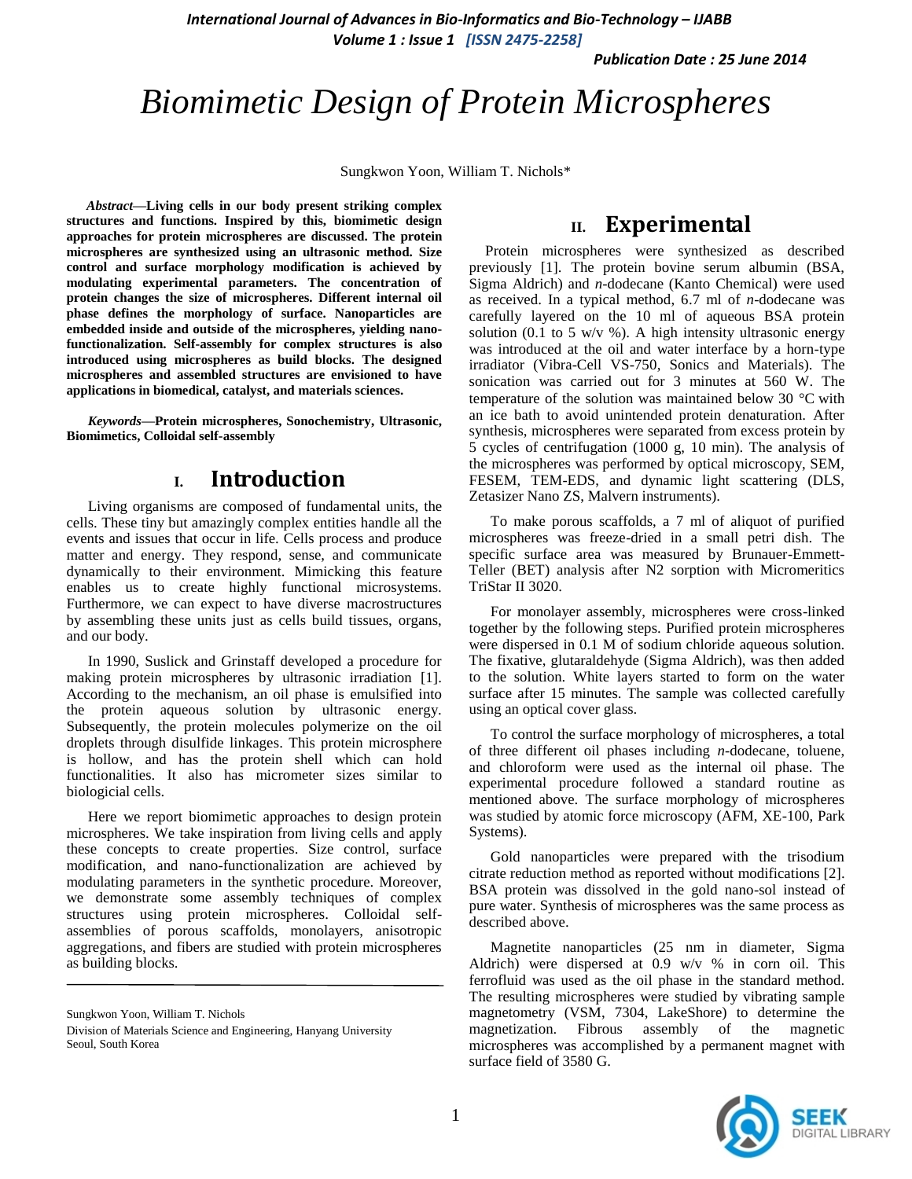# Biomimetic Design of Protein Microspheres

Sungkwon Yoon, William T. Nichols*

***Abstract*—Living cells in our body present striking complex structures and functions. Inspired by this, biomimetic design approaches for protein microspheres are discussed. The protein microspheres are synthesized using an ultrasonic method. Size control and surface morphology modification is achieved by modulating experimental parameters. The concentration of protein changes the size of microspheres. Different internal oil phase defines the morphology of surface. Nanoparticles are embedded inside and outside of the microspheres, yielding nano-functionalization. Self-assembly for complex structures is also introduced using microspheres as build blocks. The designed microspheres and assembled structures are envisioned to have applications in biomedical, catalyst, and materials sciences.**

***Keywords*—Protein microspheres, Sonochemistry, Ultrasonic, Biomimetics, Colloidal self-assembly**

## I. Introduction

Living organisms are composed of fundamental units, the cells. These tiny but amazingly complex entities handle all the events and issues that occur in life. Cells process and produce matter and energy. They respond, sense, and communicate dynamically to their environment. Mimicking this feature enables us to create highly functional microsystems. Furthermore, we can expect to have diverse macrostructures by assembling these units just as cells build tissues, organs, and our body.

In 1990, Suslick and Grinstaff developed a procedure for making protein microspheres by ultrasonic irradiation [1]. According to the mechanism, an oil phase is emulsified into the protein aqueous solution by ultrasonic energy. Subsequently, the protein molecules polymerize on the oil droplets through disulfide linkages. This protein microsphere is hollow, and has the protein shell which can hold functionalities. It also has micrometer sizes similar to biologicial cells.

Here we report biomimetic approaches to design protein microspheres. We take inspiration from living cells and apply these concepts to create properties. Size control, surface modification, and nano-functionalization are achieved by modulating parameters in the synthetic procedure. Moreover, we demonstrate some assembly techniques of complex structures using protein microspheres. Colloidal self-assemblies of porous scaffolds, monolayers, anisotropic aggregations, and fibers are studied with protein microspheres as building blocks.

---

Sungkwon Yoon, William T. Nichols

Division of Materials Science and Engineering, Hanyang University
Seoul, South Korea

## II. Experimental

Protein microspheres were synthesized as described previously [1]. The protein bovine serum albumin (BSA, Sigma Aldrich) and *n*-dodecane (Kanto Chemical) were used as received. In a typical method, 6.7 ml of *n*-dodecane was carefully layered on the 10 ml of aqueous BSA protein solution (0.1 to 5 w/v %). A high intensity ultrasonic energy was introduced at the oil and water interface by a horn-type irradiator (Vibra-Cell VS-750, Sonics and Materials). The sonication was carried out for 3 minutes at 560 W. The temperature of the solution was maintained below 30 °C with an ice bath to avoid unintended protein denaturation. After synthesis, microspheres were separated from excess protein by 5 cycles of centrifugation (1000 g, 10 min). The analysis of the microspheres was performed by optical microscopy, SEM, FESEM, TEM-EDS, and dynamic light scattering (DLS, Zetasizer Nano ZS, Malvern instruments).

To make porous scaffolds, a 7 ml of aliquot of purified microspheres was freeze-dried in a small petri dish. The specific surface area was measured by Brunauer-Emmett-Teller (BET) analysis after N2 sorption with Micromeritics TriStar II 3020.

For monolayer assembly, microspheres were cross-linked together by the following steps. Purified protein microspheres were dispersed in 0.1 M of sodium chloride aqueous solution. The fixative, glutaraldehyde (Sigma Aldrich), was then added to the solution. White layers started to form on the water surface after 15 minutes. The sample was collected carefully using an optical cover glass.

To control the surface morphology of microspheres, a total of three different oil phases including *n*-dodecane, toluene, and chloroform were used as the internal oil phase. The experimental procedure followed a standard routine as mentioned above. The surface morphology of microspheres was studied by atomic force microscopy (AFM, XE-100, Park Systems).

Gold nanoparticles were prepared with the trisodium citrate reduction method as reported without modifications [2]. BSA protein was dissolved in the gold nano-sol instead of pure water. Synthesis of microspheres was the same process as described above.

Magnetite nanoparticles (25 nm in diameter, Sigma Aldrich) were dispersed at 0.9 w/v % in corn oil. This ferrofluid was used as the oil phase in the standard method. The resulting microspheres were studied by vibrating sample magnetometry (VSM, 7304, LakeShore) to determine the magnetization. Fibrous assembly of the magnetic microspheres was accomplished by a permanent magnet with surface field of 3580 G.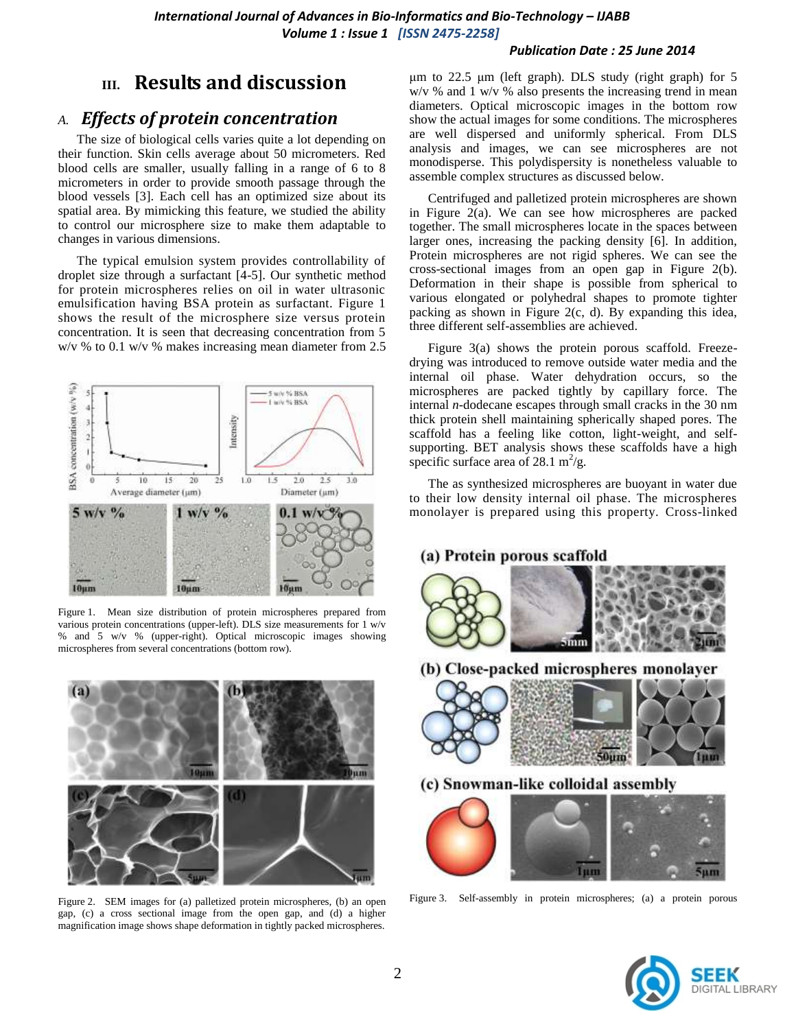## III. Results and discussion

### *A. Effects of protein concentration*

The size of biological cells varies quite a lot depending on their function. Skin cells average about 50 micrometers. Red blood cells are smaller, usually falling in a range of 6 to 8 micrometers in order to provide smooth passage through the blood vessels [3]. Each cell has an optimized size about its spatial area. By mimicking this feature, we studied the ability to control our microsphere size to make them adaptable to changes in various dimensions.

The typical emulsion system provides controllability of droplet size through a surfactant [4-5]. Our synthetic method for protein microspheres relies on oil in water ultrasonic emulsification having BSA protein as surfactant. Figure 1 shows the result of the microsphere size versus protein concentration. It is seen that decreasing concentration from 5 w/v % to 0.1 w/v % makes increasing mean diameter from 2.5 μm to 22.5 μm (left graph). DLS study (right graph) for 5 w/v % and 1 w/v % also presents the increasing trend in mean diameters. Optical microscopic images in the bottom row show the actual images for some conditions. The microspheres are well dispersed and uniformly spherical. From DLS analysis and images, we can see microspheres are not monodisperse. This polydispersity is nonetheless valuable to assemble complex structures as discussed below.

Figure 1. Mean size distribution of protein microspheres prepared from various protein concentrations (upper-left). DLS size measurements for 1 w/v % and 5 w/v % (upper-right). Optical microscopic images showing microspheres from several concentrations (bottom row).

Figure 2. SEM images for (a) palletized protein microspheres, (b) an open gap, (c) a cross sectional image from the open gap, and (d) a higher magnification image shows shape deformation in tightly packed microspheres.

Centrifuged and palletized protein microspheres are shown in Figure 2(a). We can see how microspheres are packed together. The small microspheres locate in the spaces between larger ones, increasing the packing density [6]. In addition, Protein microspheres are not rigid spheres. We can see the cross-sectional images from an open gap in Figure 2(b). Deformation in their shape is possible from spherical to various elongated or polyhedral shapes to promote tighter packing as shown in Figure 2(c, d). By expanding this idea, three different self-assemblies are achieved.

Figure 3(a) shows the protein porous scaffold. Freeze-drying was introduced to remove outside water media and the internal oil phase. Water dehydration occurs, so the microspheres are packed tightly by capillary force. The internal *n*-dodecane escapes through small cracks in the 30 nm thick protein shell maintaining spherically shaped pores. The scaffold has a feeling like cotton, light-weight, and self-supporting. BET analysis shows these scaffolds have a high specific surface area of 28.1 $m^2/g$.

The as synthesized microspheres are buoyant in water due to their low density internal oil phase. The microspheres monolayer is prepared using this property. Cross-linked

Figure 3. Self-assembly in protein microspheres; (a) a protein porous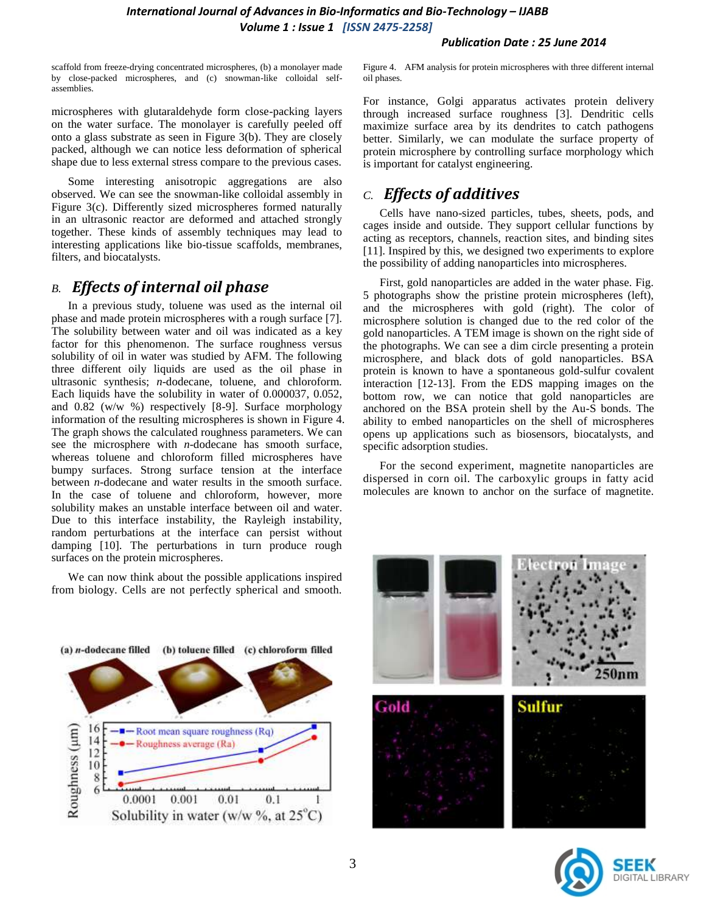scaffold from freeze-drying concentrated microspheres, (b) a monolayer made by close-packed microspheres, and (c) snowman-like colloidal self-assemblies.

microspheres with glutaraldehyde form close-packing layers on the water surface. The monolayer is carefully peeled off onto a glass substrate as seen in Figure 3(b). They are closely packed, although we can notice less deformation of spherical shape due to less external stress compare to the previous cases.

Some interesting anisotropic aggregations are also observed. We can see the snowman-like colloidal assembly in Figure 3(c). Differently sized microspheres formed naturally in an ultrasonic reactor are deformed and attached strongly together. These kinds of assembly techniques may lead to interesting applications like bio-tissue scaffolds, membranes, filters, and biocatalysts.

## B. *Effects of internal oil phase*

In a previous study, toluene was used as the internal oil phase and made protein microspheres with a rough surface [7]. The solubility between water and oil was indicated as a key factor for this phenomenon. The surface roughness versus solubility of oil in water was studied by AFM. The following three different oily liquids are used as the oil phase in ultrasonic synthesis; *n*-dodecane, toluene, and chloroform. Each liquids have the solubility in water of 0.000037, 0.052, and 0.82 (w/w %) respectively [8-9]. Surface morphology information of the resulting microspheres is shown in Figure 4. The graph shows the calculated roughness parameters. We can see the microsphere with *n*-dodecane has smooth surface, whereas toluene and chloroform filled microspheres have bumpy surfaces. Strong surface tension at the interface between *n*-dodecane and water results in the smooth surface. In the case of toluene and chloroform, however, more solubility makes an unstable interface between oil and water. Due to this interface instability, the Rayleigh instability, random perturbations at the interface can persist without damping [10]. The perturbations in turn produce rough surfaces on the protein microspheres.

We can now think about the possible applications inspired from biology. Cells are not perfectly spherical and smooth.

Figure 4. AFM analysis for protein microspheres with three different internal oil phases.

For instance, Golgi apparatus activates protein delivery through increased surface roughness [3]. Dendritic cells maximize surface area by its dendrites to catch pathogens better. Similarly, we can modulate the surface property of protein microsphere by controlling surface morphology which is important for catalyst engineering.

## C. *Effects of additives*

Cells have nano-sized particles, tubes, sheets, pods, and cages inside and outside. They support cellular functions by acting as receptors, channels, reaction sites, and binding sites [11]. Inspired by this, we designed two experiments to explore the possibility of adding nanoparticles into microspheres.

First, gold nanoparticles are added in the water phase. Fig. 5 photographs show the pristine protein microspheres (left), and the microspheres with gold (right). The color of microsphere solution is changed due to the red color of the gold nanoparticles. A TEM image is shown on the right side of the photographs. We can see a dim circle presenting a protein microsphere, and black dots of gold nanoparticles. BSA protein is known to have a spontaneous gold-sulfur covalent interaction [12-13]. From the EDS mapping images on the bottom row, we can notice that gold nanoparticles are anchored on the BSA protein shell by the Au-S bonds. The ability to embed nanoparticles on the shell of microspheres opens up applications such as biosensors, biocatalysts, and specific adsorption studies.

For the second experiment, magnetite nanoparticles are dispersed in corn oil. The carboxylic groups in fatty acid molecules are known to anchor on the surface of magnetite.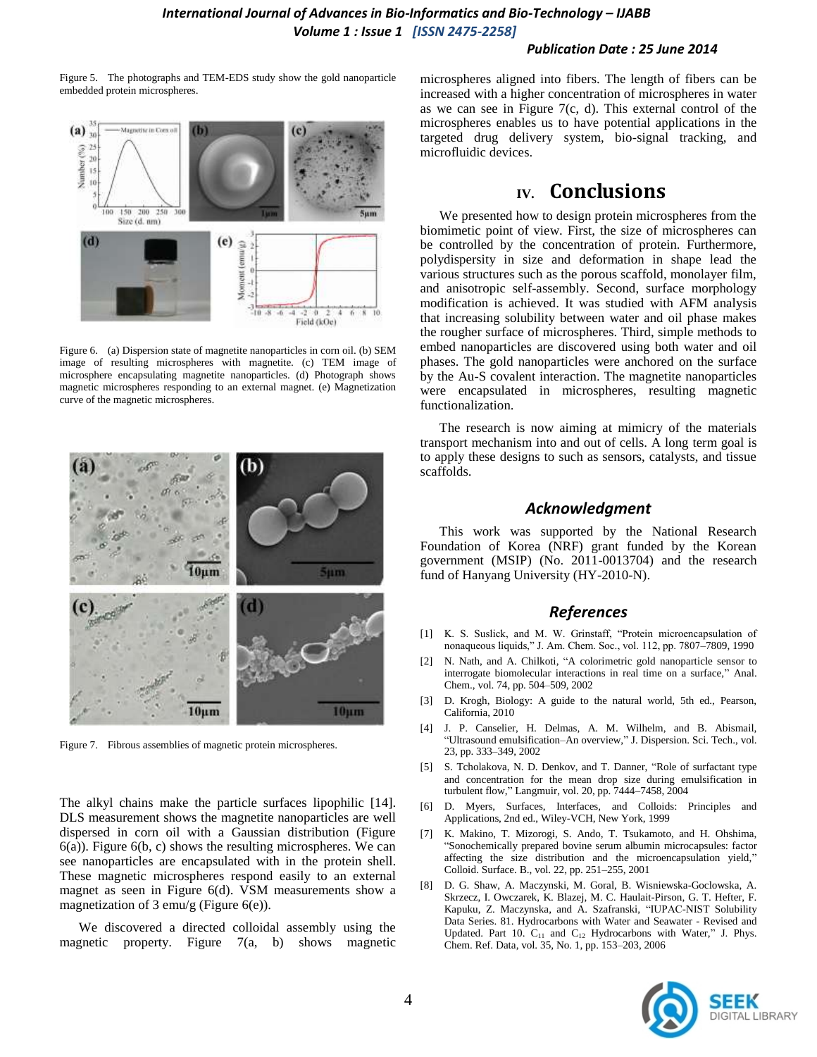Figure 5. The photographs and TEM-EDS study show the gold nanoparticle embedded protein microspheres.

Figure 6. (a) Dispersion state of magnetite nanoparticles in corn oil. (b) SEM image of resulting microspheres with magnetite. (c) TEM image of microsphere encapsulating magnetite nanoparticles. (d) Photograph shows magnetic microspheres responding to an external magnet. (e) Magnetization curve of the magnetic microspheres.

Figure 7. Fibrous assemblies of magnetic protein microspheres.

The alkyl chains make the particle surfaces lipophilic [14]. DLS measurement shows the magnetite nanoparticles are well dispersed in corn oil with a Gaussian distribution (Figure 6(a)). Figure 6(b, c) shows the resulting microspheres. We can see nanoparticles are encapsulated with in the protein shell. These magnetic microspheres respond easily to an external magnet as seen in Figure 6(d). VSM measurements show a magnetization of 3 emu/g (Figure 6(e)).

We discovered a directed colloidal assembly using the magnetic property. Figure 7(a, b) shows magnetic microspheres aligned into fibers. The length of fibers can be increased with a higher concentration of microspheres in water as we can see in Figure 7(c, d). This external control of the microspheres enables us to have potential applications in the targeted drug delivery system, bio-signal tracking, and microfluidic devices.

# IV. Conclusions

We presented how to design protein microspheres from the biomimetic point of view. First, the size of microspheres can be controlled by the concentration of protein. Furthermore, polydispersity in size and deformation in shape lead the various structures such as the porous scaffold, monolayer film, and anisotropic self-assembly. Second, surface morphology modification is achieved. It was studied with AFM analysis that increasing solubility between water and oil phase makes the rougher surface of microspheres. Third, simple methods to embed nanoparticles are discovered using both water and oil phases. The gold nanoparticles were anchored on the surface by the Au-S covalent interaction. The magnetite nanoparticles were encapsulated in microspheres, resulting magnetic functionalization.

The research is now aiming at mimicry of the materials transport mechanism into and out of cells. A long term goal is to apply these designs to such as sensors, catalysts, and tissue scaffolds.

## *Acknowledgment*

This work was supported by the National Research Foundation of Korea (NRF) grant funded by the Korean government (MSIP) (No. 2011-0013704) and the research fund of Hanyang University (HY-2010-N).

## *References*

[1] K. S. Suslick, and M. W. Grinstaff, "Protein microencapsulation of nonaqueous liquids," J. Am. Chem. Soc., vol. 112, pp. 7807–7809, 1990

[2] N. Nath, and A. Chilkoti, "A colorimetric gold nanoparticle sensor to interrogate biomolecular interactions in real time on a surface," Anal. Chem., vol. 74, pp. 504–509, 2002

[3] D. Krogh, Biology: A guide to the natural world, 5th ed., Pearson, California, 2010

[4] J. P. Canselier, H. Delmas, A. M. Wilhelm, and B. Abismail, "Ultrasound emulsification–An overview," J. Dispersion. Sci. Tech., vol. 23, pp. 333–349, 2002

[5] S. Tcholakova, N. D. Denkov, and T. Danner, "Role of surfactant type and concentration for the mean drop size during emulsification in turbulent flow," Langmuir, vol. 20, pp. 7444–7458, 2004

[6] D. Myers, Surfaces, Interfaces, and Colloids: Principles and Applications, 2nd ed., Wiley-VCH, New York, 1999

[7] K. Makino, T. Mizorogi, S. Ando, T. Tsukamoto, and H. Ohshima, "Sonochemically prepared bovine serum albumin microcapsules: factor affecting the size distribution and the microencapsulation yield," Colloid. Surface. B., vol. 22, pp. 251–255, 2001

[8] D. G. Shaw, A. Maczynski, M. Goral, B. Wisniewska-Goclowska, A. Skrzecz, I. Owczarek, K. Blazej, M. C. Haulait-Pirson, G. T. Hefter, F. Kapuku, Z. Maczynska, and A. Szafranski, "IUPAC-NIST Solubility Data Series. 81. Hydrocarbons with Water and Seawater - Revised and Updated. Part 10. $C_{11}$ and $C_{12}$ Hydrocarbons with Water," J. Phys. Chem. Ref. Data, vol. 35, No. 1, pp. 153–203, 2006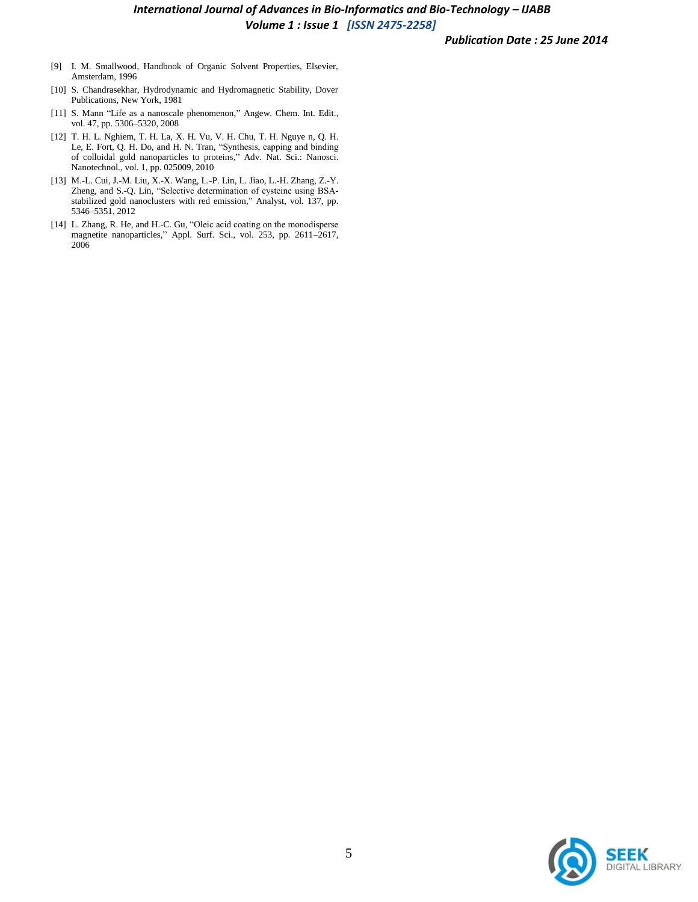[9] I. M. Smallwood, Handbook of Organic Solvent Properties, Elsevier, Amsterdam, 1996

[10] S. Chandrasekhar, Hydrodynamic and Hydromagnetic Stability, Dover Publications, New York, 1981

[11] S. Mann "Life as a nanoscale phenomenon," Angew. Chem. Int. Edit., vol. 47, pp. 5306–5320, 2008

[12] T. H. L. Nghiem, T. H. La, X. H. Vu, V. H. Chu, T. H. Nguye n, Q. H. Le, E. Fort, Q. H. Do, and H. N. Tran, "Synthesis, capping and binding of colloidal gold nanoparticles to proteins," Adv. Nat. Sci.: Nanosci. Nanotechnol., vol. 1, pp. 025009, 2010

[13] M.-L. Cui, J.-M. Liu, X.-X. Wang, L.-P. Lin, L. Jiao, L.-H. Zhang, Z.-Y. Zheng, and S.-Q. Lin, "Selective determination of cysteine using BSA-stabilized gold nanoclusters with red emission," Analyst, vol. 137, pp. 5346–5351, 2012

[14] L. Zhang, R. He, and H.-C. Gu, "Oleic acid coating on the monodisperse magnetite nanoparticles," Appl. Surf. Sci., vol. 253, pp. 2611–2617, 2006